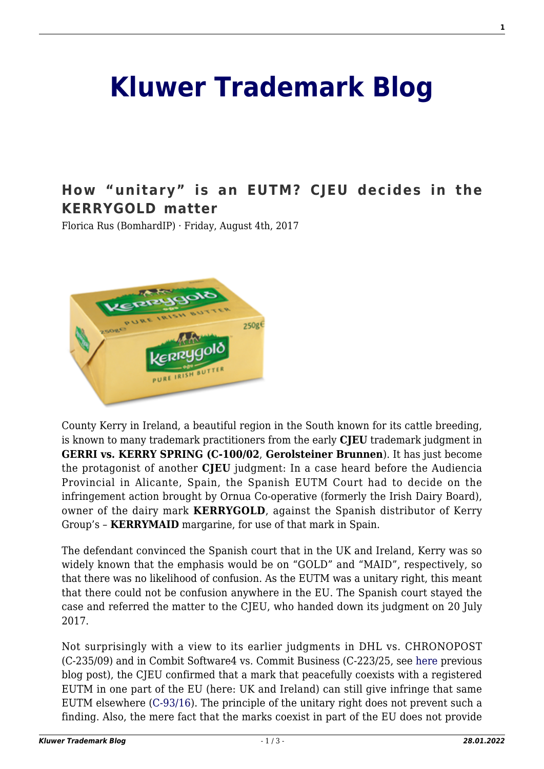# Kluwer Trademark Blog

## How "unitary" is an EUTM? CJEU decides in the KERRYGOLD matter

Florica Rus (BomhardIP) · Friday, August 4th, 2017

County Kerry in Ireland, a beautiful region in the South known for its cattle breeding, is known to many trademark practitioners from the early **CJEU** trademark judgment in **GERRI vs. KERRY SPRING (C-100/02**, **Gerolsteiner Brunnen**). It has just become the protagonist of another **CJEU** judgment: In a case heard before the Audiencia Provincial in Alicante, Spain, the Spanish EUTM Court had to decide on the infringement action brought by Ornua Co-operative (formerly the Irish Dairy Board), owner of the dairy mark **KERRYGOLD**, against the Spanish distributor of Kerry Group's – **KERRYMAID** margarine, for use of that mark in Spain.

The defendant convinced the Spanish court that in the UK and Ireland, Kerry was so widely known that the emphasis would be on "GOLD" and "MAID", respectively, so that there was no likelihood of confusion. As the EUTM was a unitary right, this meant that there could not be confusion anywhere in the EU. The Spanish court stayed the case and referred the matter to the CJEU, who handed down its judgment on 20 July 2017.

Not surprisingly with a view to its earlier judgments in DHL vs. CHRONOPOST (C-235/09) and in Combit Software4 vs. Commit Business (C-223/25, see here previous blog post), the CJEU confirmed that a mark that peacefully coexists with a registered EUTM in one part of the EU (here: UK and Ireland) can still give infringe that same EUTM elsewhere (C-93/16). The principle of the unitary right does not prevent such a finding. Also, the mere fact that the marks coexist in part of the EU does not provide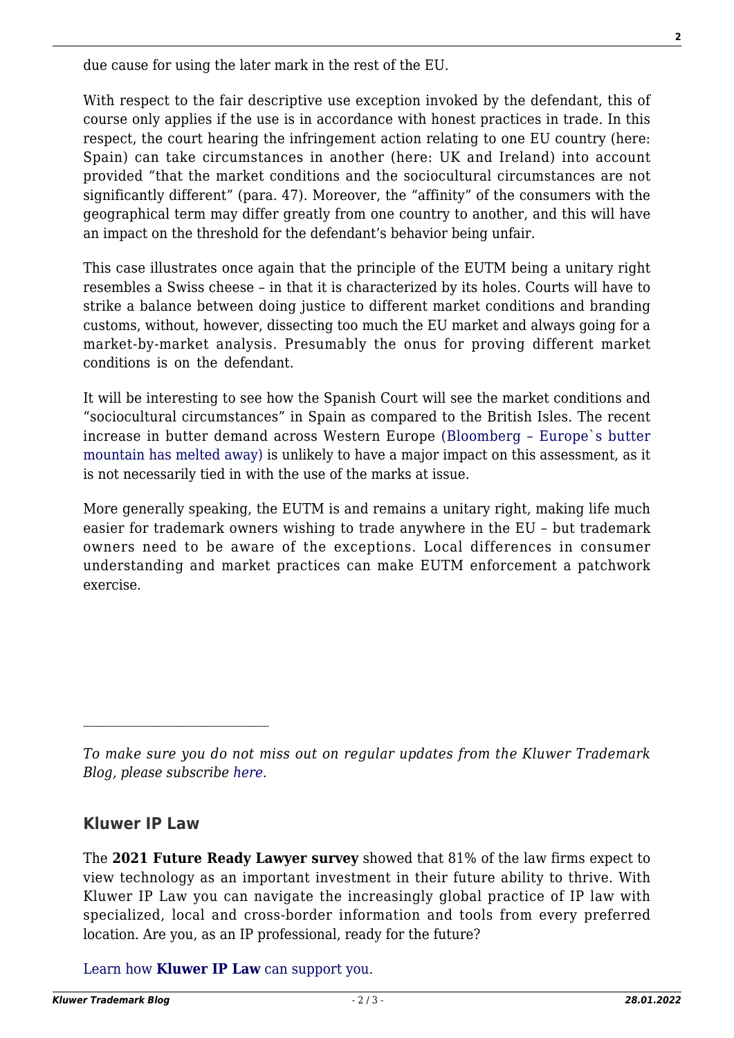due cause for using the later mark in the rest of the EU.

With respect to the fair descriptive use exception invoked by the defendant, this of course only applies if the use is in accordance with honest practices in trade. In this respect, the court hearing the infringement action relating to one EU country (here: Spain) can take circumstances in another (here: UK and Ireland) into account provided "that the market conditions and the sociocultural circumstances are not significantly different" (para. 47). Moreover, the "affinity" of the consumers with the geographical term may differ greatly from one country to another, and this will have an impact on the threshold for the defendant's behavior being unfair.

This case illustrates once again that the principle of the EUTM being a unitary right resembles a Swiss cheese – in that it is characterized by its holes. Courts will have to strike a balance between doing justice to different market conditions and branding customs, without, however, dissecting too much the EU market and always going for a market-by-market analysis. Presumably the onus for proving different market conditions is on the defendant.

It will be interesting to see how the Spanish Court will see the market conditions and "sociocultural circumstances" in Spain as compared to the British Isles. The recent increase in butter demand across Western Europe (Bloomberg – Europe`s butter mountain has melted away) is unlikely to have a major impact on this assessment, as it is not necessarily tied in with the use of the marks at issue.

More generally speaking, the EUTM is and remains a unitary right, making life much easier for trademark owners wishing to trade anywhere in the EU – but trademark owners need to be aware of the exceptions. Local differences in consumer understanding and market practices can make EUTM enforcement a patchwork exercise.

---

*To make sure you do not miss out on regular updates from the Kluwer Trademark Blog, please subscribe here.*

### Kluwer IP Law

The **2021 Future Ready Lawyer survey** showed that 81% of the law firms expect to view technology as an important investment in their future ability to thrive. With Kluwer IP Law you can navigate the increasingly global practice of IP law with specialized, local and cross-border information and tools from every preferred location. Are you, as an IP professional, ready for the future?

Learn how **Kluwer IP Law** can support you.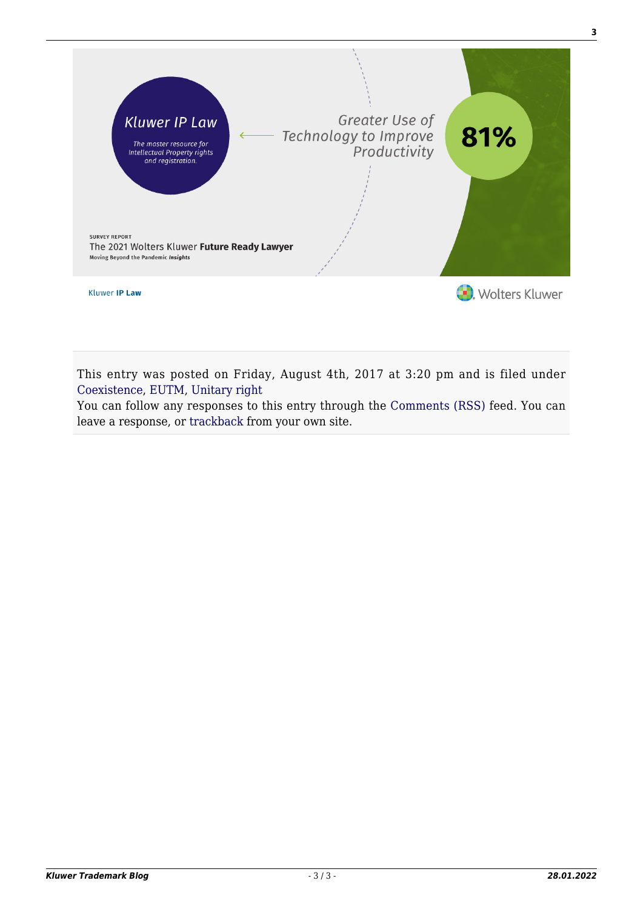Kluwer IP Law

The master resource for Intellectual Property rights and registration.

Greater Use of Technology to Improve Productivity

81%

SURVEY REPORT

The 2021 Wolters Kluwer **Future Ready Lawyer**

Moving Beyond the Pandemic *Insights*

Kluwer **IP Law**

Wolters Kluwer

This entry was posted on Friday, August 4th, 2017 at 3:20 pm and is filed under Coexistence, EUTM, Unitary right

You can follow any responses to this entry through the Comments (RSS) feed. You can leave a response, or trackback from your own site.